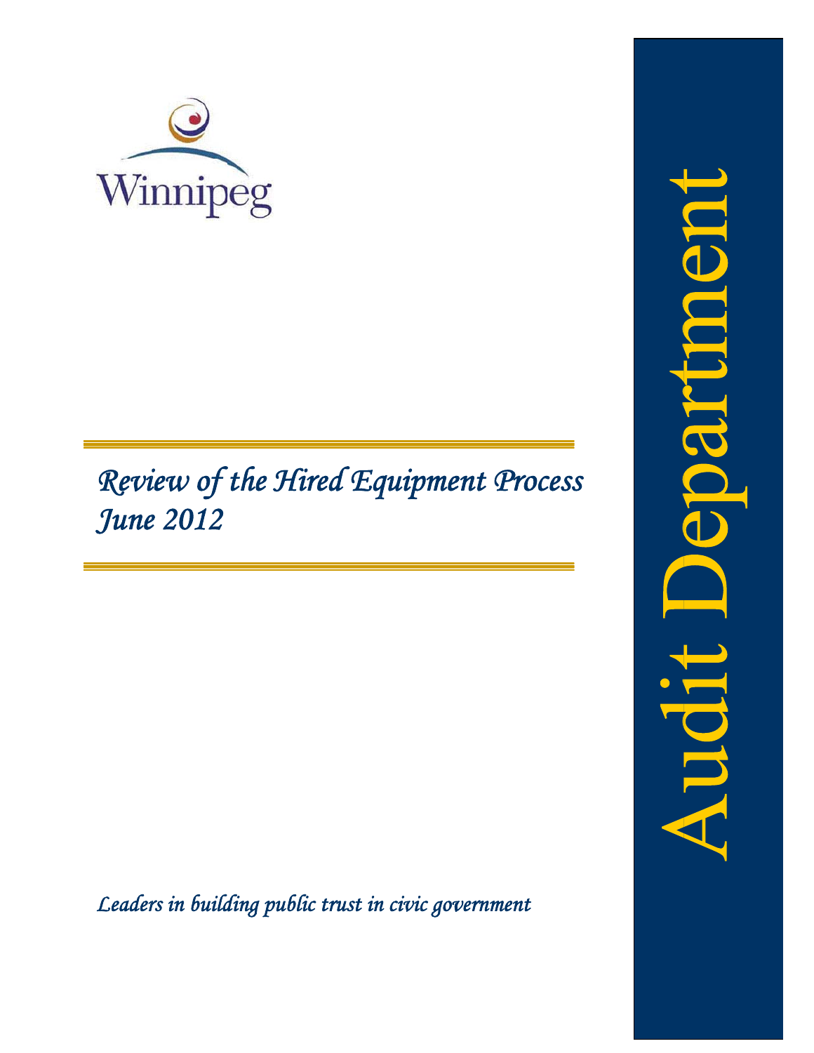Winnipeg

# *Review of the Hired Equipment Process June 2012*

*Leaders in building public trust in civic government*

Audit Department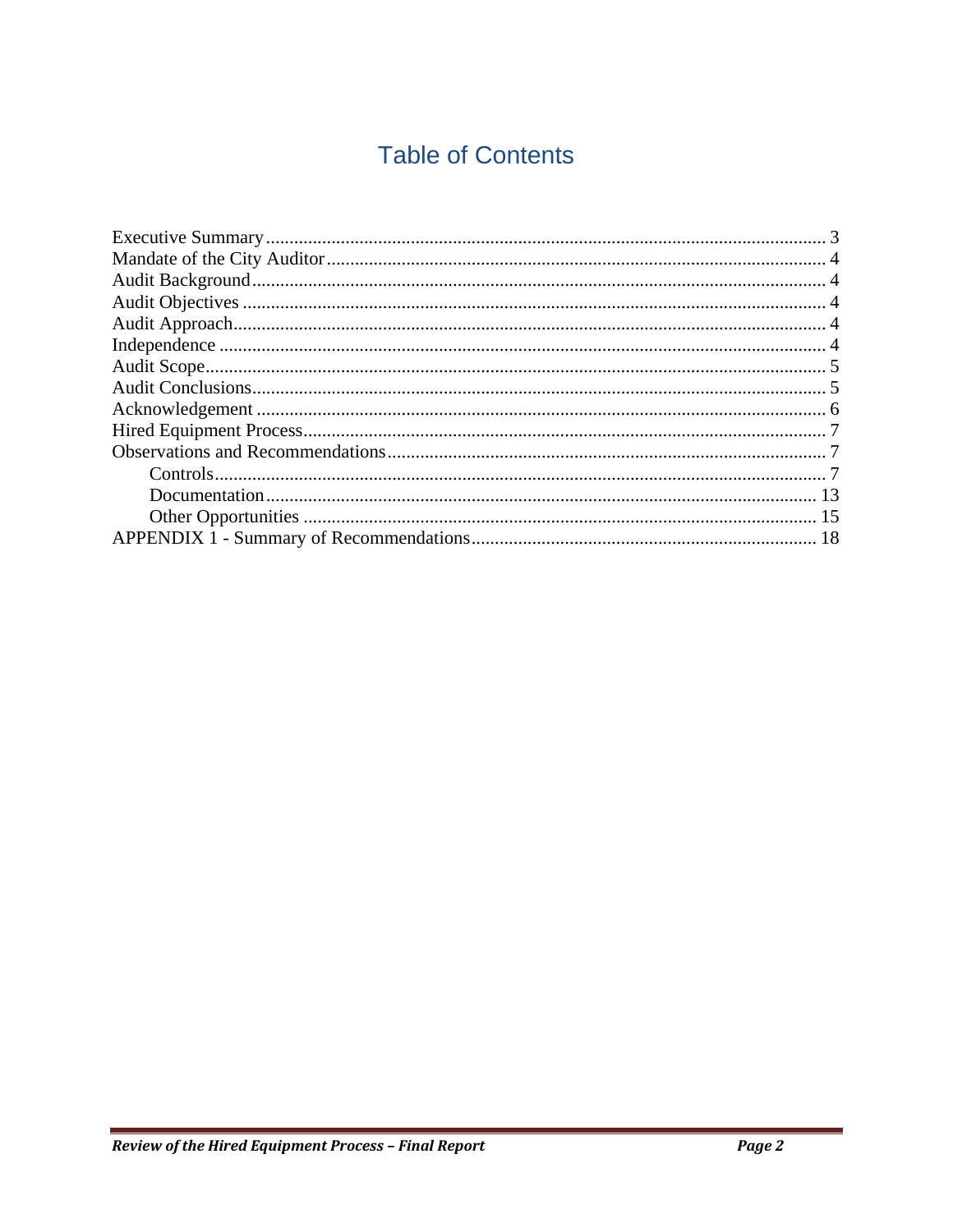# Table of Contents

- Executive Summary ........ 3
- Mandate of the City Auditor ........ 4
- Audit Background ........ 4
- Audit Objectives ........ 4
- Audit Approach ........ 4
- Independence ........ 4
- Audit Scope ........ 5
- Audit Conclusions ........ 5
- Acknowledgement ........ 6
- Hired Equipment Process ........ 7
- Observations and Recommendations ........ 7
  - Controls ........ 7
  - Documentation ........ 13
  - Other Opportunities ........ 15
- APPENDIX 1 - Summary of Recommendations ........ 18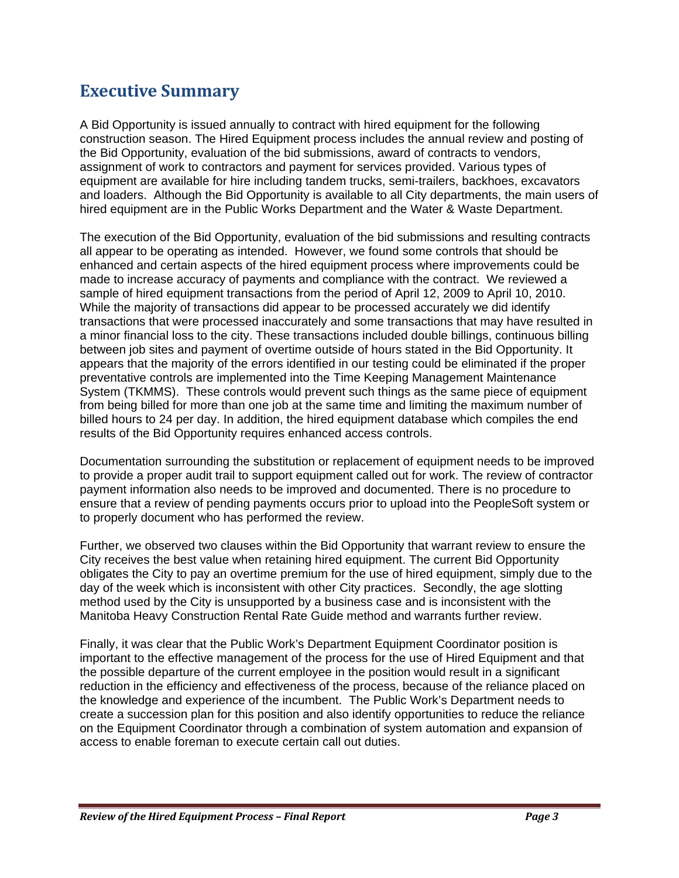# Executive Summary

A Bid Opportunity is issued annually to contract with hired equipment for the following construction season. The Hired Equipment process includes the annual review and posting of the Bid Opportunity, evaluation of the bid submissions, award of contracts to vendors, assignment of work to contractors and payment for services provided. Various types of equipment are available for hire including tandem trucks, semi-trailers, backhoes, excavators and loaders. Although the Bid Opportunity is available to all City departments, the main users of hired equipment are in the Public Works Department and the Water & Waste Department.

The execution of the Bid Opportunity, evaluation of the bid submissions and resulting contracts all appear to be operating as intended. However, we found some controls that should be enhanced and certain aspects of the hired equipment process where improvements could be made to increase accuracy of payments and compliance with the contract. We reviewed a sample of hired equipment transactions from the period of April 12, 2009 to April 10, 2010. While the majority of transactions did appear to be processed accurately we did identify transactions that were processed inaccurately and some transactions that may have resulted in a minor financial loss to the city. These transactions included double billings, continuous billing between job sites and payment of overtime outside of hours stated in the Bid Opportunity. It appears that the majority of the errors identified in our testing could be eliminated if the proper preventative controls are implemented into the Time Keeping Management Maintenance System (TKMMS). These controls would prevent such things as the same piece of equipment from being billed for more than one job at the same time and limiting the maximum number of billed hours to 24 per day. In addition, the hired equipment database which compiles the end results of the Bid Opportunity requires enhanced access controls.

Documentation surrounding the substitution or replacement of equipment needs to be improved to provide a proper audit trail to support equipment called out for work. The review of contractor payment information also needs to be improved and documented. There is no procedure to ensure that a review of pending payments occurs prior to upload into the PeopleSoft system or to properly document who has performed the review.

Further, we observed two clauses within the Bid Opportunity that warrant review to ensure the City receives the best value when retaining hired equipment. The current Bid Opportunity obligates the City to pay an overtime premium for the use of hired equipment, simply due to the day of the week which is inconsistent with other City practices. Secondly, the age slotting method used by the City is unsupported by a business case and is inconsistent with the Manitoba Heavy Construction Rental Rate Guide method and warrants further review.

Finally, it was clear that the Public Work's Department Equipment Coordinator position is important to the effective management of the process for the use of Hired Equipment and that the possible departure of the current employee in the position would result in a significant reduction in the efficiency and effectiveness of the process, because of the reliance placed on the knowledge and experience of the incumbent. The Public Work's Department needs to create a succession plan for this position and also identify opportunities to reduce the reliance on the Equipment Coordinator through a combination of system automation and expansion of access to enable foreman to execute certain call out duties.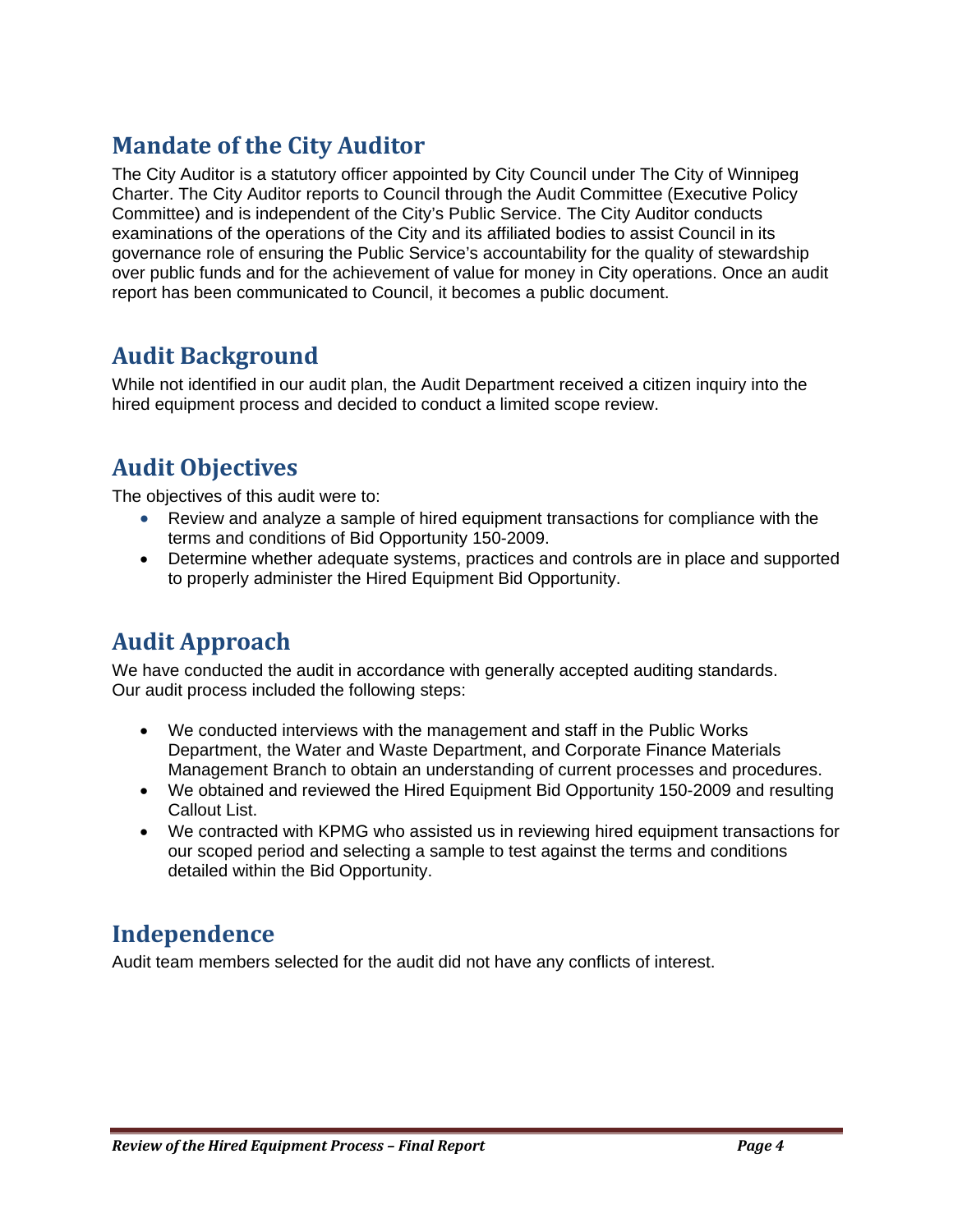## Mandate of the City Auditor

The City Auditor is a statutory officer appointed by City Council under The City of Winnipeg Charter. The City Auditor reports to Council through the Audit Committee (Executive Policy Committee) and is independent of the City's Public Service. The City Auditor conducts examinations of the operations of the City and its affiliated bodies to assist Council in its governance role of ensuring the Public Service's accountability for the quality of stewardship over public funds and for the achievement of value for money in City operations. Once an audit report has been communicated to Council, it becomes a public document.

## Audit Background

While not identified in our audit plan, the Audit Department received a citizen inquiry into the hired equipment process and decided to conduct a limited scope review.

## Audit Objectives

The objectives of this audit were to:

- Review and analyze a sample of hired equipment transactions for compliance with the terms and conditions of Bid Opportunity 150-2009.
- Determine whether adequate systems, practices and controls are in place and supported to properly administer the Hired Equipment Bid Opportunity.

## Audit Approach

We have conducted the audit in accordance with generally accepted auditing standards. Our audit process included the following steps:

- We conducted interviews with the management and staff in the Public Works Department, the Water and Waste Department, and Corporate Finance Materials Management Branch to obtain an understanding of current processes and procedures.
- We obtained and reviewed the Hired Equipment Bid Opportunity 150-2009 and resulting Callout List.
- We contracted with KPMG who assisted us in reviewing hired equipment transactions for our scoped period and selecting a sample to test against the terms and conditions detailed within the Bid Opportunity.

## Independence

Audit team members selected for the audit did not have any conflicts of interest.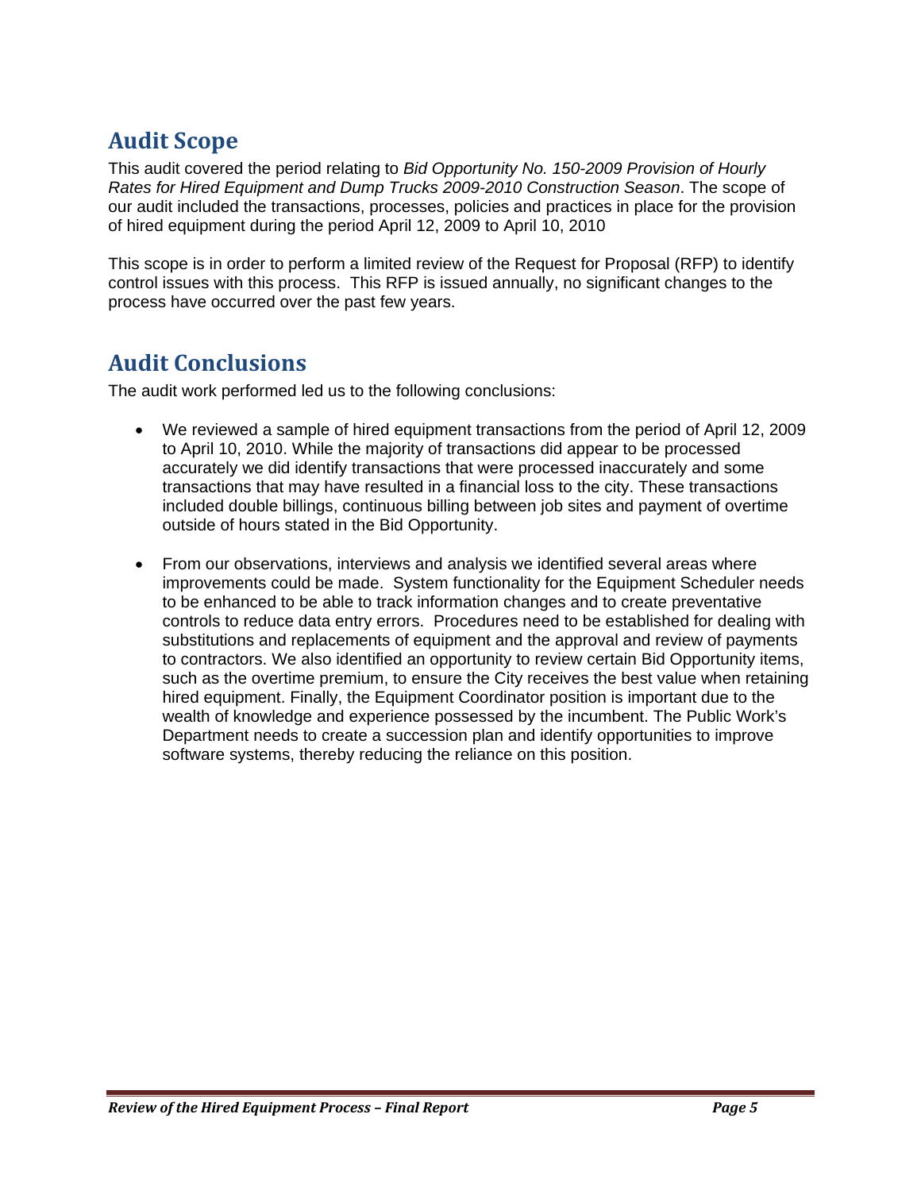## Audit Scope

This audit covered the period relating to *Bid Opportunity No. 150-2009 Provision of Hourly Rates for Hired Equipment and Dump Trucks 2009-2010 Construction Season*. The scope of our audit included the transactions, processes, policies and practices in place for the provision of hired equipment during the period April 12, 2009 to April 10, 2010

This scope is in order to perform a limited review of the Request for Proposal (RFP) to identify control issues with this process. This RFP is issued annually, no significant changes to the process have occurred over the past few years.

## Audit Conclusions

The audit work performed led us to the following conclusions:

- We reviewed a sample of hired equipment transactions from the period of April 12, 2009 to April 10, 2010. While the majority of transactions did appear to be processed accurately we did identify transactions that were processed inaccurately and some transactions that may have resulted in a financial loss to the city. These transactions included double billings, continuous billing between job sites and payment of overtime outside of hours stated in the Bid Opportunity.

- From our observations, interviews and analysis we identified several areas where improvements could be made. System functionality for the Equipment Scheduler needs to be enhanced to be able to track information changes and to create preventative controls to reduce data entry errors. Procedures need to be established for dealing with substitutions and replacements of equipment and the approval and review of payments to contractors. We also identified an opportunity to review certain Bid Opportunity items, such as the overtime premium, to ensure the City receives the best value when retaining hired equipment. Finally, the Equipment Coordinator position is important due to the wealth of knowledge and experience possessed by the incumbent. The Public Work's Department needs to create a succession plan and identify opportunities to improve software systems, thereby reducing the reliance on this position.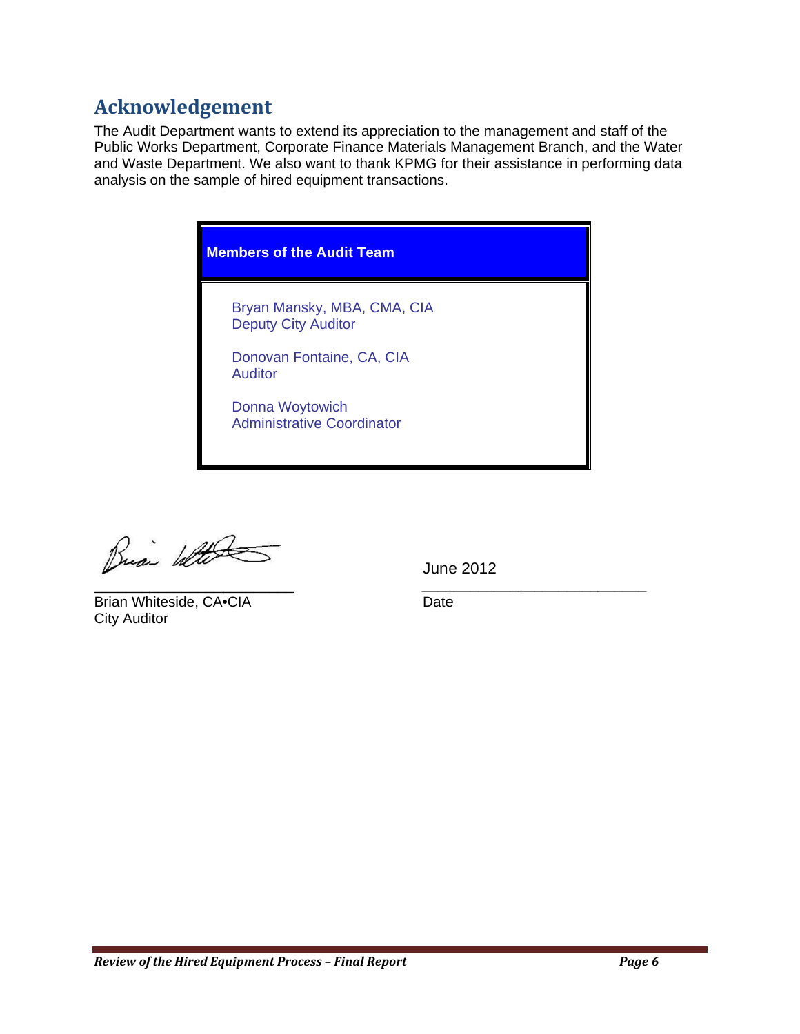## Acknowledgement

The Audit Department wants to extend its appreciation to the management and staff of the Public Works Department, Corporate Finance Materials Management Branch, and the Water and Waste Department. We also want to thank KPMG for their assistance in performing data analysis on the sample of hired equipment transactions.

| Members of the Audit Team |
| --- |
| Bryan Mansky, MBA, CMA, CIA<br>Deputy City Auditor<br><br>Donovan Fontaine, CA, CIA<br>Auditor<br><br>Donna Woytowich<br>Administrative Coordinator |

Brian Whiteside, CA•CIA
City Auditor

June 2012
Date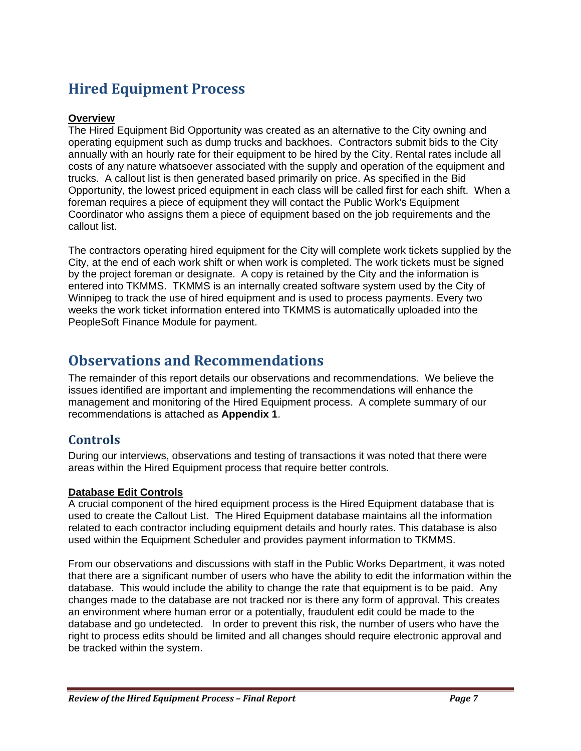# Hired Equipment Process

**Overview**

The Hired Equipment Bid Opportunity was created as an alternative to the City owning and operating equipment such as dump trucks and backhoes. Contractors submit bids to the City annually with an hourly rate for their equipment to be hired by the City. Rental rates include all costs of any nature whatsoever associated with the supply and operation of the equipment and trucks. A callout list is then generated based primarily on price. As specified in the Bid Opportunity, the lowest priced equipment in each class will be called first for each shift. When a foreman requires a piece of equipment they will contact the Public Work's Equipment Coordinator who assigns them a piece of equipment based on the job requirements and the callout list.

The contractors operating hired equipment for the City will complete work tickets supplied by the City, at the end of each work shift or when work is completed. The work tickets must be signed by the project foreman or designate. A copy is retained by the City and the information is entered into TKMMS. TKMMS is an internally created software system used by the City of Winnipeg to track the use of hired equipment and is used to process payments. Every two weeks the work ticket information entered into TKMMS is automatically uploaded into the PeopleSoft Finance Module for payment.

# Observations and Recommendations

The remainder of this report details our observations and recommendations. We believe the issues identified are important and implementing the recommendations will enhance the management and monitoring of the Hired Equipment process. A complete summary of our recommendations is attached as **Appendix 1**.

## Controls

During our interviews, observations and testing of transactions it was noted that there were areas within the Hired Equipment process that require better controls.

**Database Edit Controls**

A crucial component of the hired equipment process is the Hired Equipment database that is used to create the Callout List. The Hired Equipment database maintains all the information related to each contractor including equipment details and hourly rates. This database is also used within the Equipment Scheduler and provides payment information to TKMMS.

From our observations and discussions with staff in the Public Works Department, it was noted that there are a significant number of users who have the ability to edit the information within the database. This would include the ability to change the rate that equipment is to be paid. Any changes made to the database are not tracked nor is there any form of approval. This creates an environment where human error or a potentially, fraudulent edit could be made to the database and go undetected. In order to prevent this risk, the number of users who have the right to process edits should be limited and all changes should require electronic approval and be tracked within the system.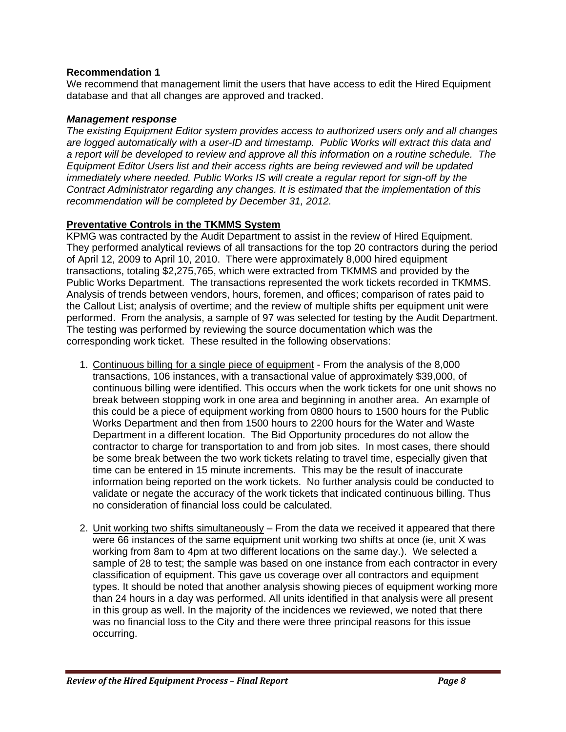**Recommendation 1**

We recommend that management limit the users that have access to edit the Hired Equipment database and that all changes are approved and tracked.

***Management response***

*The existing Equipment Editor system provides access to authorized users only and all changes are logged automatically with a user-ID and timestamp. Public Works will extract this data and a report will be developed to review and approve all this information on a routine schedule. The Equipment Editor Users list and their access rights are being reviewed and will be updated immediately where needed. Public Works IS will create a regular report for sign-off by the Contract Administrator regarding any changes. It is estimated that the implementation of this recommendation will be completed by December 31, 2012.*

**Preventative Controls in the TKMMS System**

KPMG was contracted by the Audit Department to assist in the review of Hired Equipment. They performed analytical reviews of all transactions for the top 20 contractors during the period of April 12, 2009 to April 10, 2010. There were approximately 8,000 hired equipment transactions, totaling $2,275,765, which were extracted from TKMMS and provided by the Public Works Department. The transactions represented the work tickets recorded in TKMMS. Analysis of trends between vendors, hours, foremen, and offices; comparison of rates paid to the Callout List; analysis of overtime; and the review of multiple shifts per equipment unit were performed. From the analysis, a sample of 97 was selected for testing by the Audit Department. The testing was performed by reviewing the source documentation which was the corresponding work ticket. These resulted in the following observations:

1. Continuous billing for a single piece of equipment - From the analysis of the 8,000 transactions, 106 instances, with a transactional value of approximately $39,000, of continuous billing were identified. This occurs when the work tickets for one unit shows no break between stopping work in one area and beginning in another area. An example of this could be a piece of equipment working from 0800 hours to 1500 hours for the Public Works Department and then from 1500 hours to 2200 hours for the Water and Waste Department in a different location. The Bid Opportunity procedures do not allow the contractor to charge for transportation to and from job sites. In most cases, there should be some break between the two work tickets relating to travel time, especially given that time can be entered in 15 minute increments. This may be the result of inaccurate information being reported on the work tickets. No further analysis could be conducted to validate or negate the accuracy of the work tickets that indicated continuous billing. Thus no consideration of financial loss could be calculated.

2. Unit working two shifts simultaneously – From the data we received it appeared that there were 66 instances of the same equipment unit working two shifts at once (ie, unit X was working from 8am to 4pm at two different locations on the same day.). We selected a sample of 28 to test; the sample was based on one instance from each contractor in every classification of equipment. This gave us coverage over all contractors and equipment types. It should be noted that another analysis showing pieces of equipment working more than 24 hours in a day was performed. All units identified in that analysis were all present in this group as well. In the majority of the incidences we reviewed, we noted that there was no financial loss to the City and there were three principal reasons for this issue occurring.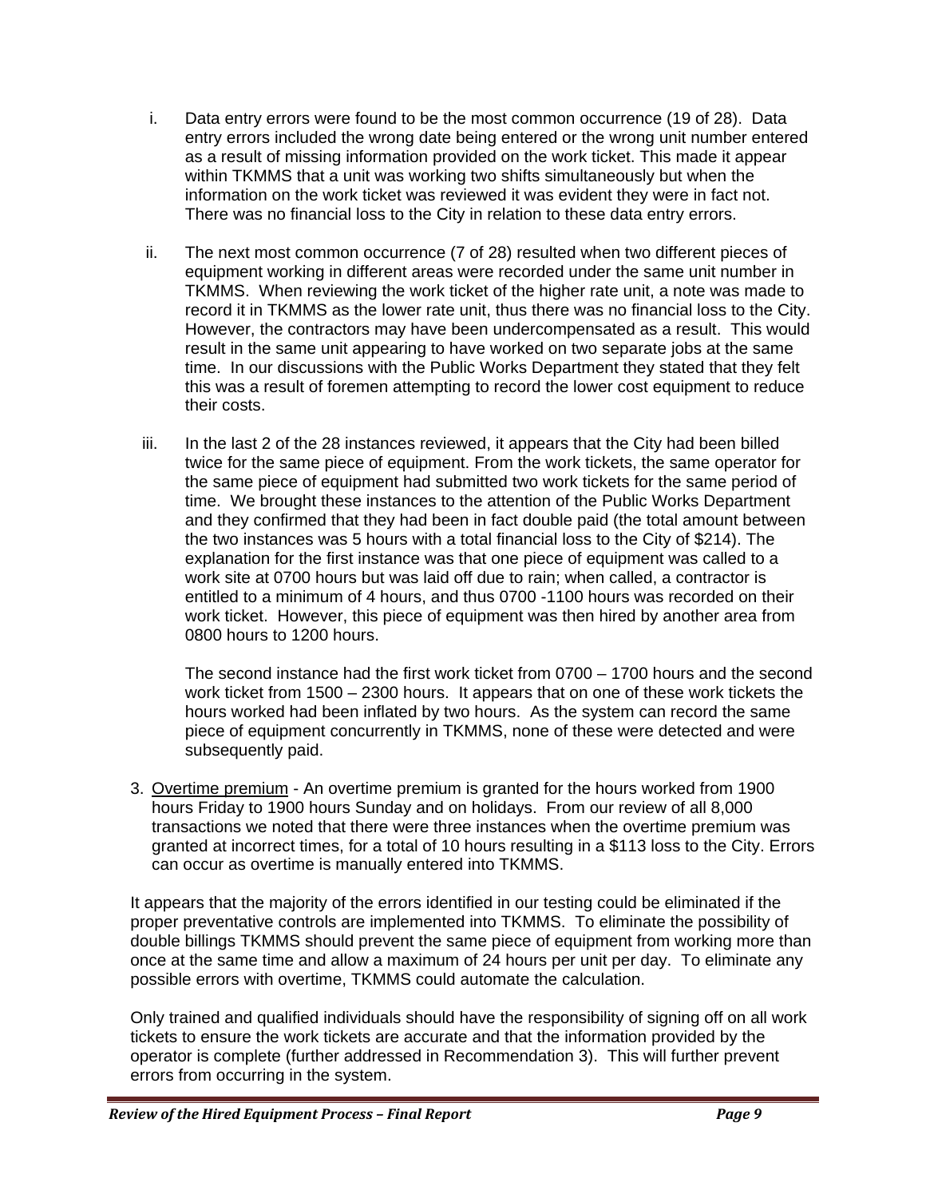i. Data entry errors were found to be the most common occurrence (19 of 28). Data entry errors included the wrong date being entered or the wrong unit number entered as a result of missing information provided on the work ticket. This made it appear within TKMMS that a unit was working two shifts simultaneously but when the information on the work ticket was reviewed it was evident they were in fact not. There was no financial loss to the City in relation to these data entry errors.

ii. The next most common occurrence (7 of 28) resulted when two different pieces of equipment working in different areas were recorded under the same unit number in TKMMS. When reviewing the work ticket of the higher rate unit, a note was made to record it in TKMMS as the lower rate unit, thus there was no financial loss to the City. However, the contractors may have been undercompensated as a result. This would result in the same unit appearing to have worked on two separate jobs at the same time. In our discussions with the Public Works Department they stated that they felt this was a result of foremen attempting to record the lower cost equipment to reduce their costs.

iii. In the last 2 of the 28 instances reviewed, it appears that the City had been billed twice for the same piece of equipment. From the work tickets, the same operator for the same piece of equipment had submitted two work tickets for the same period of time. We brought these instances to the attention of the Public Works Department and they confirmed that they had been in fact double paid (the total amount between the two instances was 5 hours with a total financial loss to the City of $214). The explanation for the first instance was that one piece of equipment was called to a work site at 0700 hours but was laid off due to rain; when called, a contractor is entitled to a minimum of 4 hours, and thus 0700 -1100 hours was recorded on their work ticket. However, this piece of equipment was then hired by another area from 0800 hours to 1200 hours.

   The second instance had the first work ticket from 0700 – 1700 hours and the second work ticket from 1500 – 2300 hours. It appears that on one of these work tickets the hours worked had been inflated by two hours. As the system can record the same piece of equipment concurrently in TKMMS, none of these were detected and were subsequently paid.

3. Overtime premium - An overtime premium is granted for the hours worked from 1900 hours Friday to 1900 hours Sunday and on holidays. From our review of all 8,000 transactions we noted that there were three instances when the overtime premium was granted at incorrect times, for a total of 10 hours resulting in a $113 loss to the City. Errors can occur as overtime is manually entered into TKMMS.

It appears that the majority of the errors identified in our testing could be eliminated if the proper preventative controls are implemented into TKMMS. To eliminate the possibility of double billings TKMMS should prevent the same piece of equipment from working more than once at the same time and allow a maximum of 24 hours per unit per day. To eliminate any possible errors with overtime, TKMMS could automate the calculation.

Only trained and qualified individuals should have the responsibility of signing off on all work tickets to ensure the work tickets are accurate and that the information provided by the operator is complete (further addressed in Recommendation 3). This will further prevent errors from occurring in the system.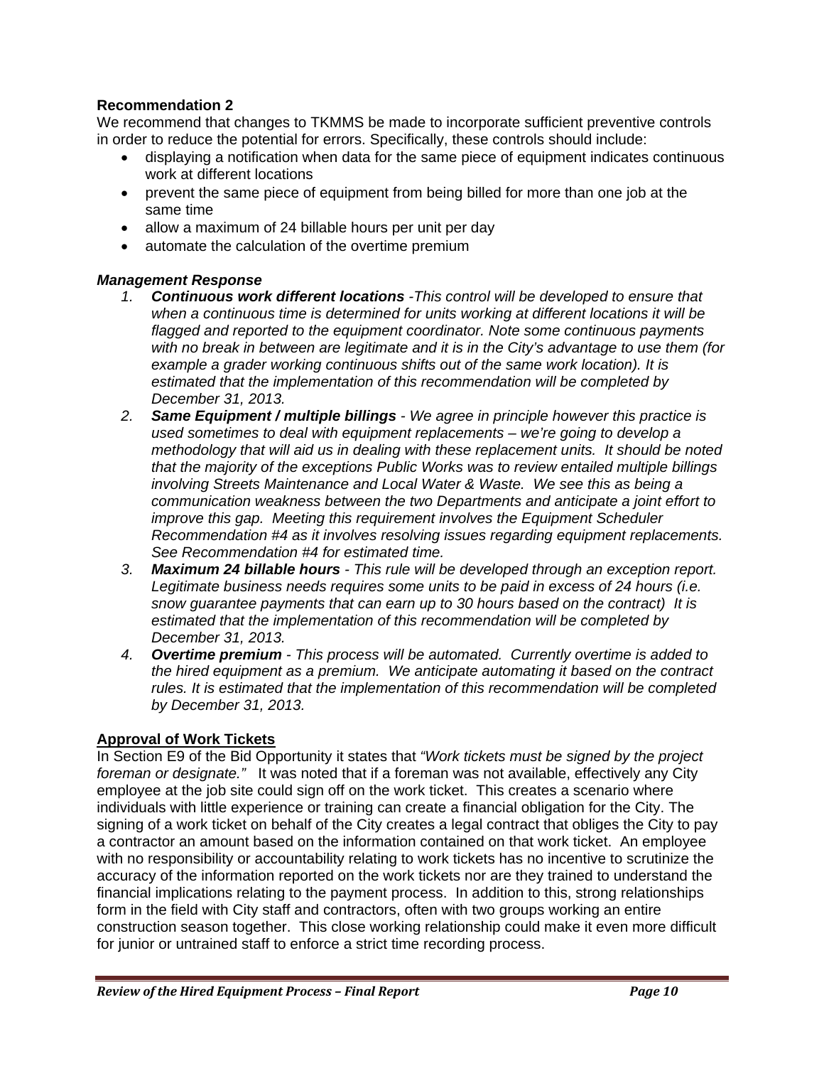**Recommendation 2**

We recommend that changes to TKMMS be made to incorporate sufficient preventive controls in order to reduce the potential for errors. Specifically, these controls should include:

- displaying a notification when data for the same piece of equipment indicates continuous work at different locations
- prevent the same piece of equipment from being billed for more than one job at the same time
- allow a maximum of 24 billable hours per unit per day
- automate the calculation of the overtime premium

***Management Response***

1. ***Continuous work different locations*** *-This control will be developed to ensure that when a continuous time is determined for units working at different locations it will be flagged and reported to the equipment coordinator. Note some continuous payments with no break in between are legitimate and it is in the City's advantage to use them (for example a grader working continuous shifts out of the same work location). It is estimated that the implementation of this recommendation will be completed by December 31, 2013.*
2. ***Same Equipment / multiple billings*** *- We agree in principle however this practice is used sometimes to deal with equipment replacements – we're going to develop a methodology that will aid us in dealing with these replacement units. It should be noted that the majority of the exceptions Public Works was to review entailed multiple billings involving Streets Maintenance and Local Water & Waste. We see this as being a communication weakness between the two Departments and anticipate a joint effort to improve this gap. Meeting this requirement involves the Equipment Scheduler Recommendation #4 as it involves resolving issues regarding equipment replacements. See Recommendation #4 for estimated time.*
3. ***Maximum 24 billable hours*** *- This rule will be developed through an exception report. Legitimate business needs requires some units to be paid in excess of 24 hours (i.e. snow guarantee payments that can earn up to 30 hours based on the contract) It is estimated that the implementation of this recommendation will be completed by December 31, 2013.*
4. ***Overtime premium*** *- This process will be automated. Currently overtime is added to the hired equipment as a premium. We anticipate automating it based on the contract rules. It is estimated that the implementation of this recommendation will be completed by December 31, 2013.*

## Approval of Work Tickets

In Section E9 of the Bid Opportunity it states that *"Work tickets must be signed by the project foreman or designate."* It was noted that if a foreman was not available, effectively any City employee at the job site could sign off on the work ticket. This creates a scenario where individuals with little experience or training can create a financial obligation for the City. The signing of a work ticket on behalf of the City creates a legal contract that obliges the City to pay a contractor an amount based on the information contained on that work ticket. An employee with no responsibility or accountability relating to work tickets has no incentive to scrutinize the accuracy of the information reported on the work tickets nor are they trained to understand the financial implications relating to the payment process. In addition to this, strong relationships form in the field with City staff and contractors, often with two groups working an entire construction season together. This close working relationship could make it even more difficult for junior or untrained staff to enforce a strict time recording process.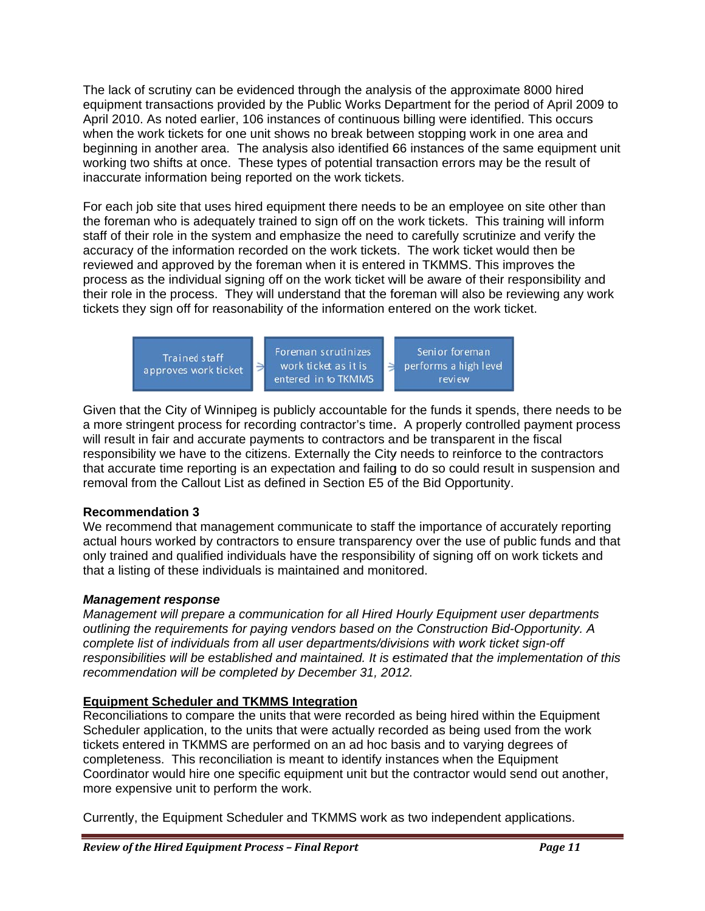The lack of scrutiny can be evidenced through the analysis of the approximate 8000 hired equipment transactions provided by the Public Works Department for the period of April 2009 to April 2010. As noted earlier, 106 instances of continuous billing were identified. This occurs when the work tickets for one unit shows no break between stopping work in one area and beginning in another area. The analysis also identified 66 instances of the same equipment unit working two shifts at once. These types of potential transaction errors may be the result of inaccurate information being reported on the work tickets.

For each job site that uses hired equipment there needs to be an employee on site other than the foreman who is adequately trained to sign off on the work tickets. This training will inform staff of their role in the system and emphasize the need to carefully scrutinize and verify the accuracy of the information recorded on the work tickets. The work ticket would then be reviewed and approved by the foreman when it is entered in TKMMS. This improves the process as the individual signing off on the work ticket will be aware of their responsibility and their role in the process. They will understand that the foreman will also be reviewing any work tickets they sign off for reasonability of the information entered on the work ticket.

Trained staff approves work ticket → Foreman scrutinizes work ticket as it is entered in to TKMMS → Senior foreman performs a high level review

Given that the City of Winnipeg is publicly accountable for the funds it spends, there needs to be a more stringent process for recording contractor's time. A properly controlled payment process will result in fair and accurate payments to contractors and be transparent in the fiscal responsibility we have to the citizens. Externally the City needs to reinforce to the contractors that accurate time reporting is an expectation and failing to do so could result in suspension and removal from the Callout List as defined in Section E5 of the Bid Opportunity.

**Recommendation 3**

We recommend that management communicate to staff the importance of accurately reporting actual hours worked by contractors to ensure transparency over the use of public funds and that only trained and qualified individuals have the responsibility of signing off on work tickets and that a listing of these individuals is maintained and monitored.

***Management response***

*Management will prepare a communication for all Hired Hourly Equipment user departments outlining the requirements for paying vendors based on the Construction Bid-Opportunity. A complete list of individuals from all user departments/divisions with work ticket sign-off responsibilities will be established and maintained. It is estimated that the implementation of this recommendation will be completed by December 31, 2012.*

**Equipment Scheduler and TKMMS Integration**

Reconciliations to compare the units that were recorded as being hired within the Equipment Scheduler application, to the units that were actually recorded as being used from the work tickets entered in TKMMS are performed on an ad hoc basis and to varying degrees of completeness. This reconciliation is meant to identify instances when the Equipment Coordinator would hire one specific equipment unit but the contractor would send out another, more expensive unit to perform the work.

Currently, the Equipment Scheduler and TKMMS work as two independent applications.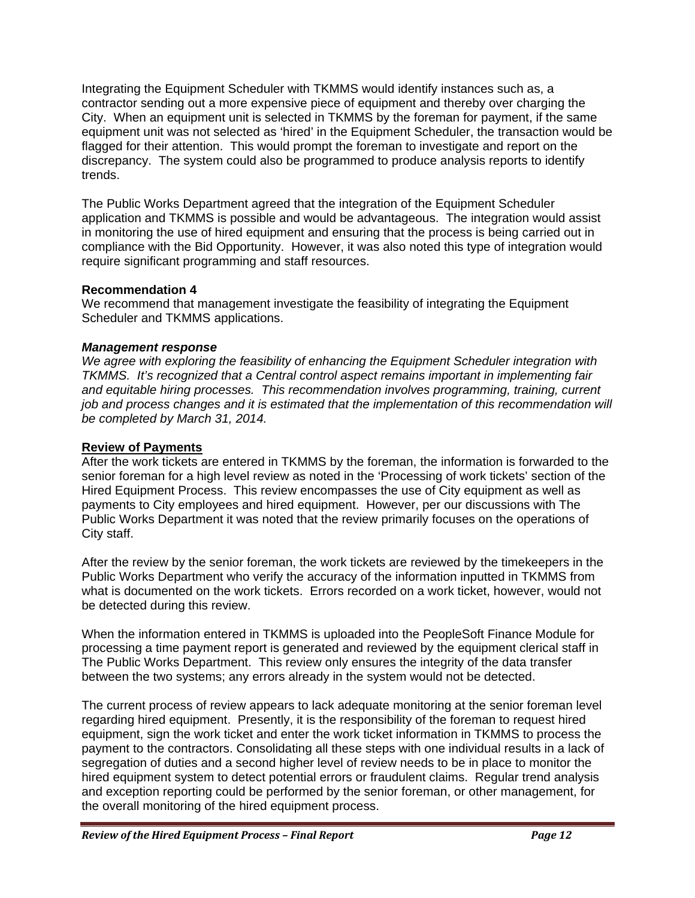Integrating the Equipment Scheduler with TKMMS would identify instances such as, a contractor sending out a more expensive piece of equipment and thereby over charging the City. When an equipment unit is selected in TKMMS by the foreman for payment, if the same equipment unit was not selected as 'hired' in the Equipment Scheduler, the transaction would be flagged for their attention. This would prompt the foreman to investigate and report on the discrepancy. The system could also be programmed to produce analysis reports to identify trends.

The Public Works Department agreed that the integration of the Equipment Scheduler application and TKMMS is possible and would be advantageous. The integration would assist in monitoring the use of hired equipment and ensuring that the process is being carried out in compliance with the Bid Opportunity. However, it was also noted this type of integration would require significant programming and staff resources.

**Recommendation 4**
We recommend that management investigate the feasibility of integrating the Equipment Scheduler and TKMMS applications.

***Management response***
*We agree with exploring the feasibility of enhancing the Equipment Scheduler integration with TKMMS. It's recognized that a Central control aspect remains important in implementing fair and equitable hiring processes. This recommendation involves programming, training, current job and process changes and it is estimated that the implementation of this recommendation will be completed by March 31, 2014.*

**Review of Payments**
After the work tickets are entered in TKMMS by the foreman, the information is forwarded to the senior foreman for a high level review as noted in the 'Processing of work tickets' section of the Hired Equipment Process. This review encompasses the use of City equipment as well as payments to City employees and hired equipment. However, per our discussions with The Public Works Department it was noted that the review primarily focuses on the operations of City staff.

After the review by the senior foreman, the work tickets are reviewed by the timekeepers in the Public Works Department who verify the accuracy of the information inputted in TKMMS from what is documented on the work tickets. Errors recorded on a work ticket, however, would not be detected during this review.

When the information entered in TKMMS is uploaded into the PeopleSoft Finance Module for processing a time payment report is generated and reviewed by the equipment clerical staff in The Public Works Department. This review only ensures the integrity of the data transfer between the two systems; any errors already in the system would not be detected.

The current process of review appears to lack adequate monitoring at the senior foreman level regarding hired equipment. Presently, it is the responsibility of the foreman to request hired equipment, sign the work ticket and enter the work ticket information in TKMMS to process the payment to the contractors. Consolidating all these steps with one individual results in a lack of segregation of duties and a second higher level of review needs to be in place to monitor the hired equipment system to detect potential errors or fraudulent claims. Regular trend analysis and exception reporting could be performed by the senior foreman, or other management, for the overall monitoring of the hired equipment process.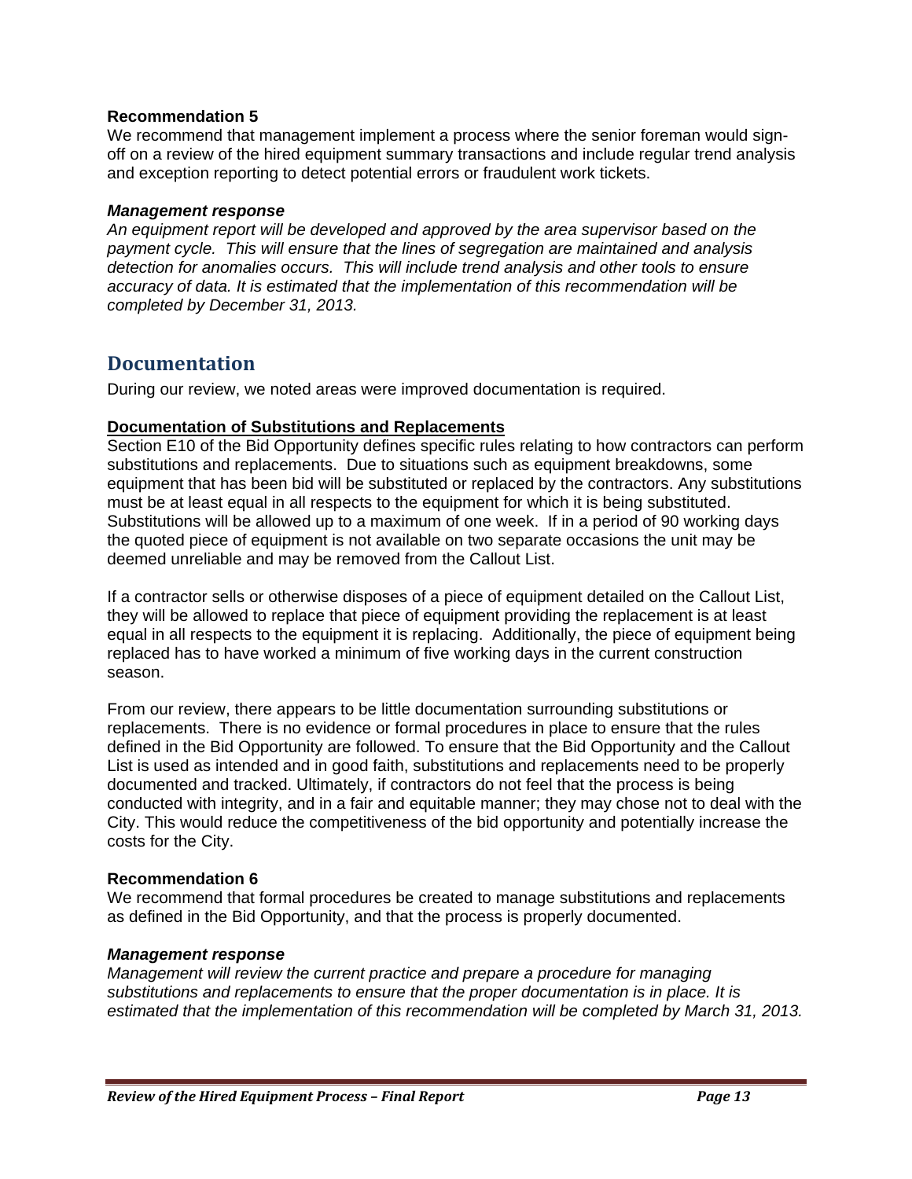**Recommendation 5**

We recommend that management implement a process where the senior foreman would sign-off on a review of the hired equipment summary transactions and include regular trend analysis and exception reporting to detect potential errors or fraudulent work tickets.

***Management response***

*An equipment report will be developed and approved by the area supervisor based on the payment cycle. This will ensure that the lines of segregation are maintained and analysis detection for anomalies occurs. This will include trend analysis and other tools to ensure accuracy of data. It is estimated that the implementation of this recommendation will be completed by December 31, 2013.*

## Documentation

During our review, we noted areas were improved documentation is required.

**Documentation of Substitutions and Replacements**

Section E10 of the Bid Opportunity defines specific rules relating to how contractors can perform substitutions and replacements. Due to situations such as equipment breakdowns, some equipment that has been bid will be substituted or replaced by the contractors. Any substitutions must be at least equal in all respects to the equipment for which it is being substituted. Substitutions will be allowed up to a maximum of one week. If in a period of 90 working days the quoted piece of equipment is not available on two separate occasions the unit may be deemed unreliable and may be removed from the Callout List.

If a contractor sells or otherwise disposes of a piece of equipment detailed on the Callout List, they will be allowed to replace that piece of equipment providing the replacement is at least equal in all respects to the equipment it is replacing. Additionally, the piece of equipment being replaced has to have worked a minimum of five working days in the current construction season.

From our review, there appears to be little documentation surrounding substitutions or replacements. There is no evidence or formal procedures in place to ensure that the rules defined in the Bid Opportunity are followed. To ensure that the Bid Opportunity and the Callout List is used as intended and in good faith, substitutions and replacements need to be properly documented and tracked. Ultimately, if contractors do not feel that the process is being conducted with integrity, and in a fair and equitable manner; they may chose not to deal with the City. This would reduce the competitiveness of the bid opportunity and potentially increase the costs for the City.

**Recommendation 6**

We recommend that formal procedures be created to manage substitutions and replacements as defined in the Bid Opportunity, and that the process is properly documented.

***Management response***

*Management will review the current practice and prepare a procedure for managing substitutions and replacements to ensure that the proper documentation is in place. It is estimated that the implementation of this recommendation will be completed by March 31, 2013.*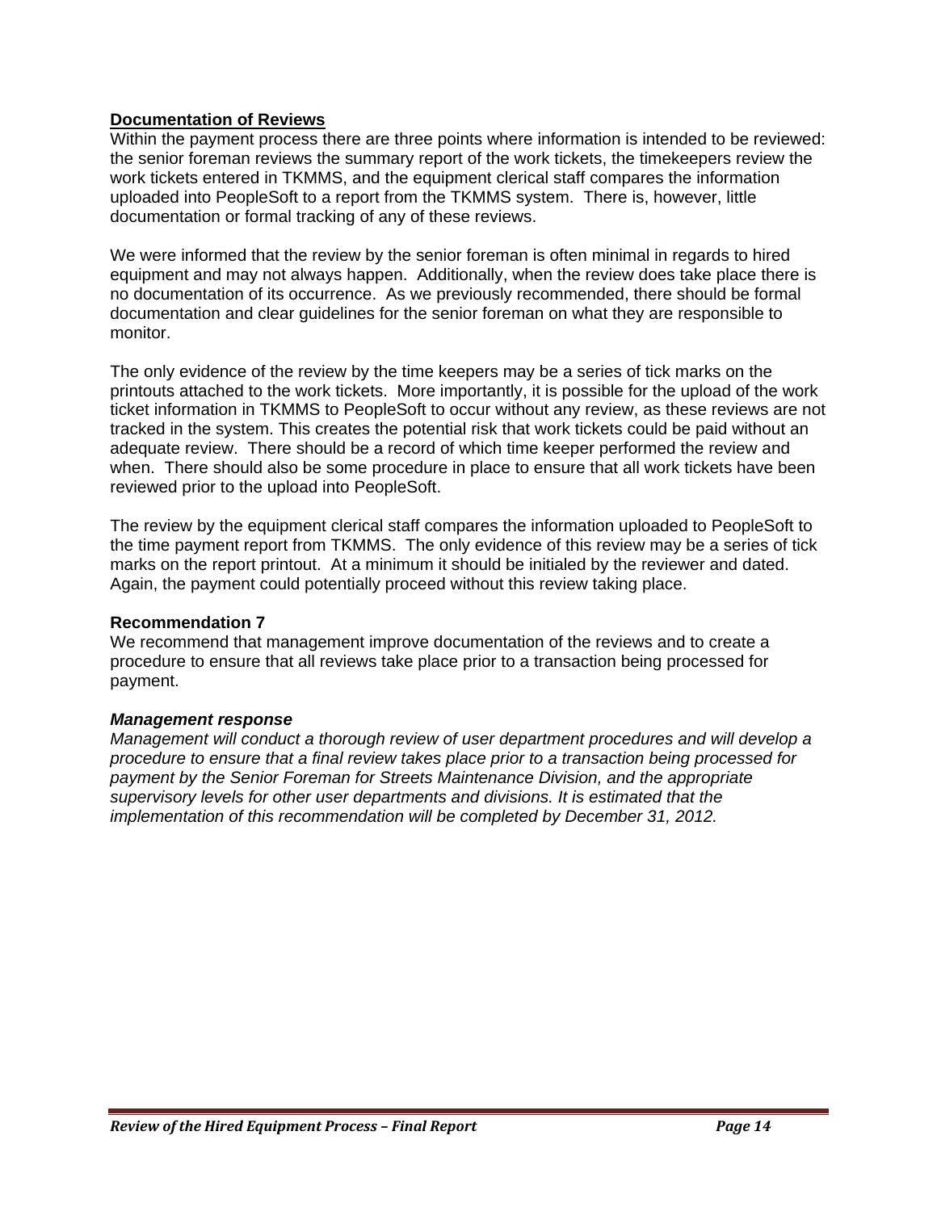**Documentation of Reviews**

Within the payment process there are three points where information is intended to be reviewed: the senior foreman reviews the summary report of the work tickets, the timekeepers review the work tickets entered in TKMMS, and the equipment clerical staff compares the information uploaded into PeopleSoft to a report from the TKMMS system. There is, however, little documentation or formal tracking of any of these reviews.

We were informed that the review by the senior foreman is often minimal in regards to hired equipment and may not always happen. Additionally, when the review does take place there is no documentation of its occurrence. As we previously recommended, there should be formal documentation and clear guidelines for the senior foreman on what they are responsible to monitor.

The only evidence of the review by the time keepers may be a series of tick marks on the printouts attached to the work tickets. More importantly, it is possible for the upload of the work ticket information in TKMMS to PeopleSoft to occur without any review, as these reviews are not tracked in the system. This creates the potential risk that work tickets could be paid without an adequate review. There should be a record of which time keeper performed the review and when. There should also be some procedure in place to ensure that all work tickets have been reviewed prior to the upload into PeopleSoft.

The review by the equipment clerical staff compares the information uploaded to PeopleSoft to the time payment report from TKMMS. The only evidence of this review may be a series of tick marks on the report printout. At a minimum it should be initialed by the reviewer and dated. Again, the payment could potentially proceed without this review taking place.

**Recommendation 7**

We recommend that management improve documentation of the reviews and to create a procedure to ensure that all reviews take place prior to a transaction being processed for payment.

***Management response***

*Management will conduct a thorough review of user department procedures and will develop a procedure to ensure that a final review takes place prior to a transaction being processed for payment by the Senior Foreman for Streets Maintenance Division, and the appropriate supervisory levels for other user departments and divisions. It is estimated that the implementation of this recommendation will be completed by December 31, 2012.*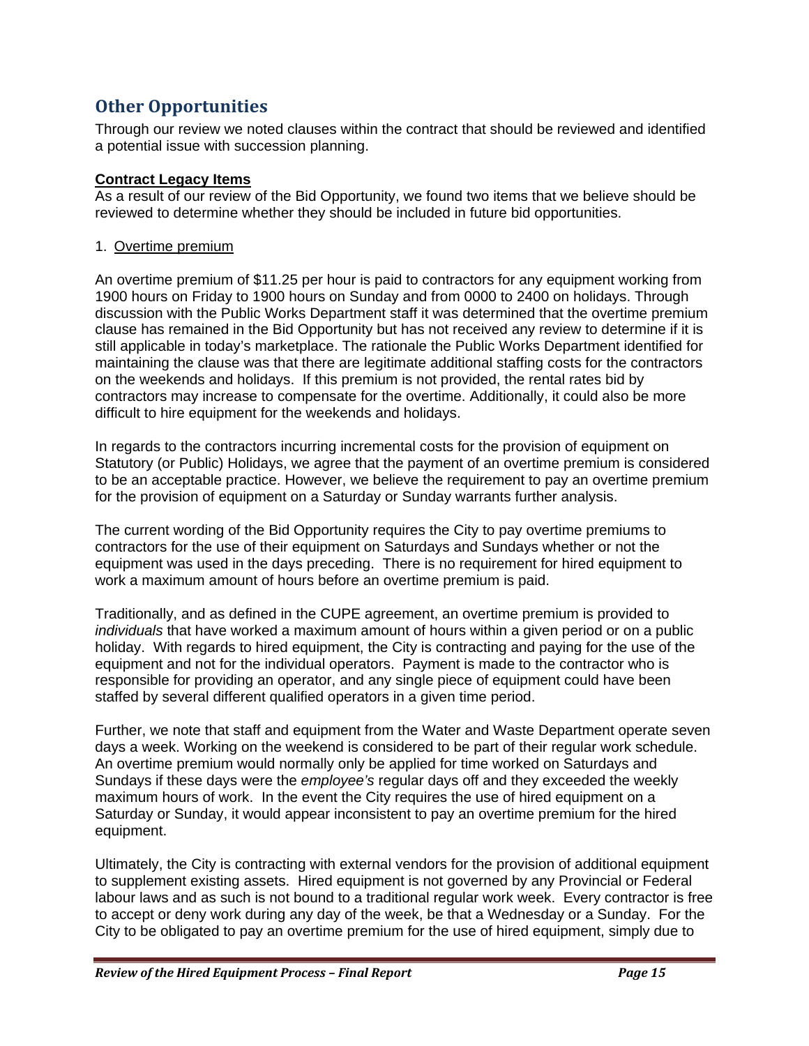## Other Opportunities

Through our review we noted clauses within the contract that should be reviewed and identified a potential issue with succession planning.

**Contract Legacy Items**

As a result of our review of the Bid Opportunity, we found two items that we believe should be reviewed to determine whether they should be included in future bid opportunities.

1. Overtime premium

An overtime premium of $11.25 per hour is paid to contractors for any equipment working from 1900 hours on Friday to 1900 hours on Sunday and from 0000 to 2400 on holidays. Through discussion with the Public Works Department staff it was determined that the overtime premium clause has remained in the Bid Opportunity but has not received any review to determine if it is still applicable in today's marketplace. The rationale the Public Works Department identified for maintaining the clause was that there are legitimate additional staffing costs for the contractors on the weekends and holidays. If this premium is not provided, the rental rates bid by contractors may increase to compensate for the overtime. Additionally, it could also be more difficult to hire equipment for the weekends and holidays.

In regards to the contractors incurring incremental costs for the provision of equipment on Statutory (or Public) Holidays, we agree that the payment of an overtime premium is considered to be an acceptable practice. However, we believe the requirement to pay an overtime premium for the provision of equipment on a Saturday or Sunday warrants further analysis.

The current wording of the Bid Opportunity requires the City to pay overtime premiums to contractors for the use of their equipment on Saturdays and Sundays whether or not the equipment was used in the days preceding. There is no requirement for hired equipment to work a maximum amount of hours before an overtime premium is paid.

Traditionally, and as defined in the CUPE agreement, an overtime premium is provided to *individuals* that have worked a maximum amount of hours within a given period or on a public holiday. With regards to hired equipment, the City is contracting and paying for the use of the equipment and not for the individual operators. Payment is made to the contractor who is responsible for providing an operator, and any single piece of equipment could have been staffed by several different qualified operators in a given time period.

Further, we note that staff and equipment from the Water and Waste Department operate seven days a week. Working on the weekend is considered to be part of their regular work schedule. An overtime premium would normally only be applied for time worked on Saturdays and Sundays if these days were the *employee's* regular days off and they exceeded the weekly maximum hours of work. In the event the City requires the use of hired equipment on a Saturday or Sunday, it would appear inconsistent to pay an overtime premium for the hired equipment.

Ultimately, the City is contracting with external vendors for the provision of additional equipment to supplement existing assets. Hired equipment is not governed by any Provincial or Federal labour laws and as such is not bound to a traditional regular work week. Every contractor is free to accept or deny work during any day of the week, be that a Wednesday or a Sunday. For the City to be obligated to pay an overtime premium for the use of hired equipment, simply due to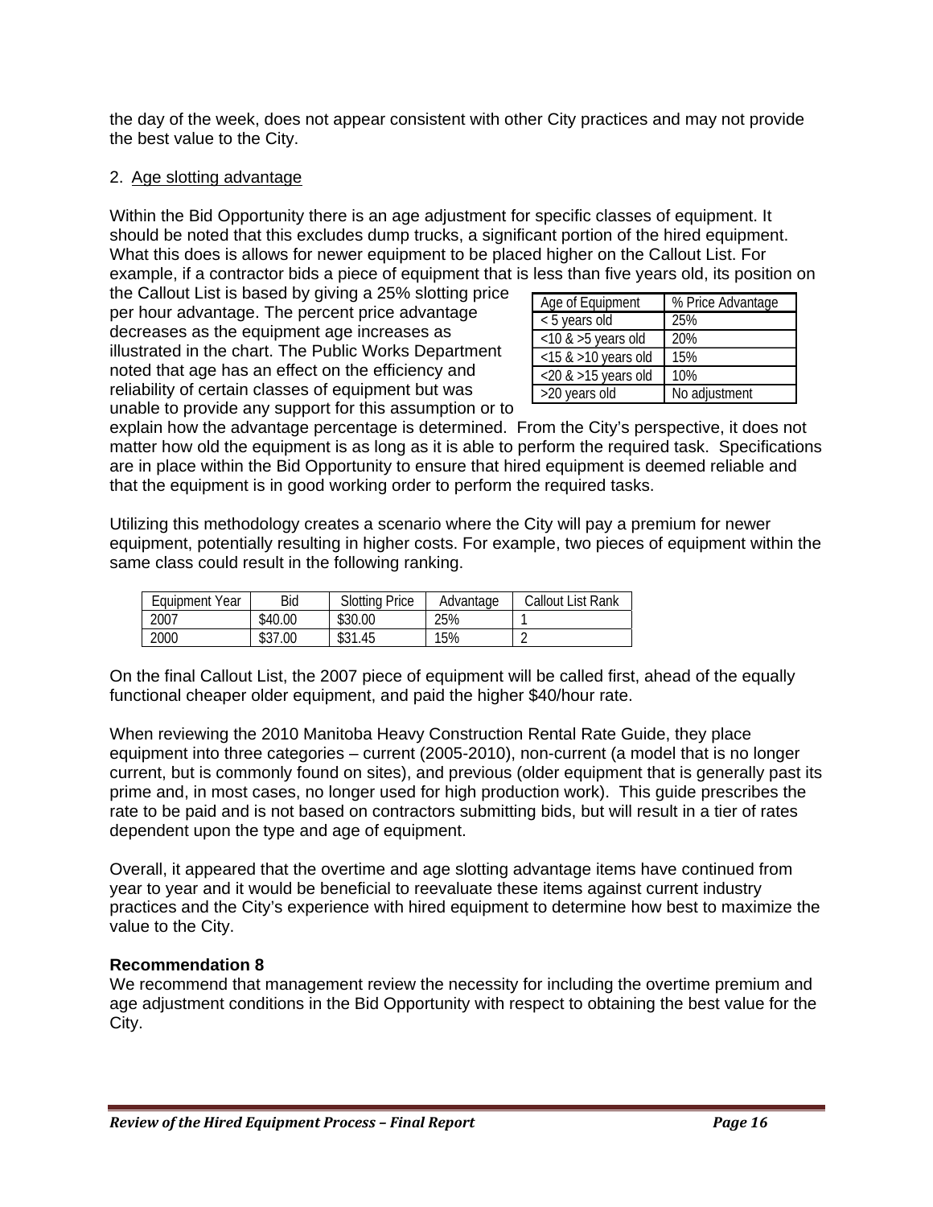the day of the week, does not appear consistent with other City practices and may not provide the best value to the City.

2. Age slotting advantage

Within the Bid Opportunity there is an age adjustment for specific classes of equipment. It should be noted that this excludes dump trucks, a significant portion of the hired equipment. What this does is allows for newer equipment to be placed higher on the Callout List. For example, if a contractor bids a piece of equipment that is less than five years old, its position on the Callout List is based by giving a 25% slotting price per hour advantage. The percent price advantage decreases as the equipment age increases as illustrated in the chart. The Public Works Department noted that age has an effect on the efficiency and reliability of certain classes of equipment but was unable to provide any support for this assumption or to explain how the advantage percentage is determined. From the City's perspective, it does not matter how old the equipment is as long as it is able to perform the required task. Specifications are in place within the Bid Opportunity to ensure that hired equipment is deemed reliable and that the equipment is in good working order to perform the required tasks.

| Age of Equipment | % Price Advantage |
|---|---|
| < 5 years old | 25% |
| <10 & >5 years old | 20% |
| <15 & >10 years old | 15% |
| <20 & >15 years old | 10% |
| >20 years old | No adjustment |

Utilizing this methodology creates a scenario where the City will pay a premium for newer equipment, potentially resulting in higher costs. For example, two pieces of equipment within the same class could result in the following ranking.

| Equipment Year | Bid | Slotting Price | Advantage | Callout List Rank |
|---|---|---|---|---|
| 2007 | $40.00 | $30.00 | 25% | 1 |
| 2000 | $37.00 | $31.45 | 15% | 2 |

On the final Callout List, the 2007 piece of equipment will be called first, ahead of the equally functional cheaper older equipment, and paid the higher $40/hour rate.

When reviewing the 2010 Manitoba Heavy Construction Rental Rate Guide, they place equipment into three categories – current (2005-2010), non-current (a model that is no longer current, but is commonly found on sites), and previous (older equipment that is generally past its prime and, in most cases, no longer used for high production work). This guide prescribes the rate to be paid and is not based on contractors submitting bids, but will result in a tier of rates dependent upon the type and age of equipment.

Overall, it appeared that the overtime and age slotting advantage items have continued from year to year and it would be beneficial to reevaluate these items against current industry practices and the City's experience with hired equipment to determine how best to maximize the value to the City.

**Recommendation 8**

We recommend that management review the necessity for including the overtime premium and age adjustment conditions in the Bid Opportunity with respect to obtaining the best value for the City.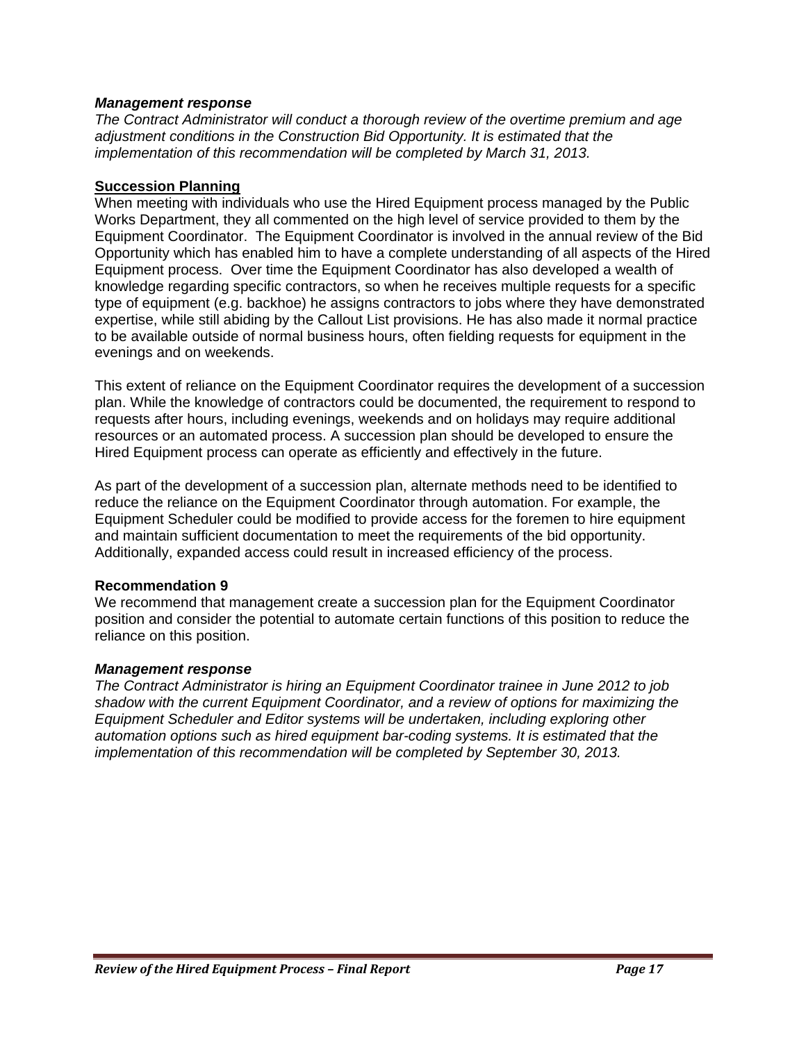***Management response***

*The Contract Administrator will conduct a thorough review of the overtime premium and age adjustment conditions in the Construction Bid Opportunity. It is estimated that the implementation of this recommendation will be completed by March 31, 2013.*

## Succession Planning

When meeting with individuals who use the Hired Equipment process managed by the Public Works Department, they all commented on the high level of service provided to them by the Equipment Coordinator. The Equipment Coordinator is involved in the annual review of the Bid Opportunity which has enabled him to have a complete understanding of all aspects of the Hired Equipment process. Over time the Equipment Coordinator has also developed a wealth of knowledge regarding specific contractors, so when he receives multiple requests for a specific type of equipment (e.g. backhoe) he assigns contractors to jobs where they have demonstrated expertise, while still abiding by the Callout List provisions. He has also made it normal practice to be available outside of normal business hours, often fielding requests for equipment in the evenings and on weekends.

This extent of reliance on the Equipment Coordinator requires the development of a succession plan. While the knowledge of contractors could be documented, the requirement to respond to requests after hours, including evenings, weekends and on holidays may require additional resources or an automated process. A succession plan should be developed to ensure the Hired Equipment process can operate as efficiently and effectively in the future.

As part of the development of a succession plan, alternate methods need to be identified to reduce the reliance on the Equipment Coordinator through automation. For example, the Equipment Scheduler could be modified to provide access for the foremen to hire equipment and maintain sufficient documentation to meet the requirements of the bid opportunity. Additionally, expanded access could result in increased efficiency of the process.

**Recommendation 9**

We recommend that management create a succession plan for the Equipment Coordinator position and consider the potential to automate certain functions of this position to reduce the reliance on this position.

***Management response***

*The Contract Administrator is hiring an Equipment Coordinator trainee in June 2012 to job shadow with the current Equipment Coordinator, and a review of options for maximizing the Equipment Scheduler and Editor systems will be undertaken, including exploring other automation options such as hired equipment bar-coding systems. It is estimated that the implementation of this recommendation will be completed by September 30, 2013.*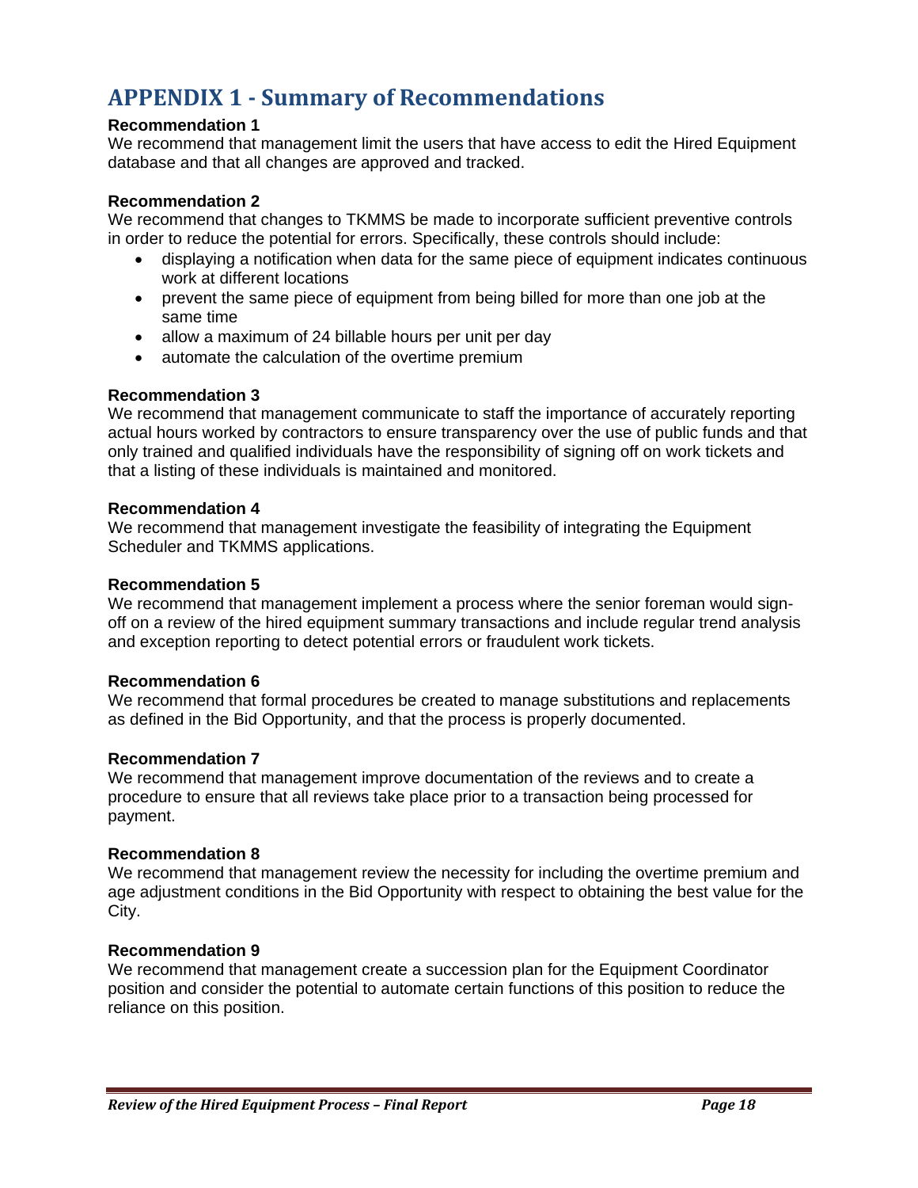# APPENDIX 1 - Summary of Recommendations

**Recommendation 1**

We recommend that management limit the users that have access to edit the Hired Equipment database and that all changes are approved and tracked.

**Recommendation 2**

We recommend that changes to TKMMS be made to incorporate sufficient preventive controls in order to reduce the potential for errors. Specifically, these controls should include:

- displaying a notification when data for the same piece of equipment indicates continuous work at different locations
- prevent the same piece of equipment from being billed for more than one job at the same time
- allow a maximum of 24 billable hours per unit per day
- automate the calculation of the overtime premium

**Recommendation 3**

We recommend that management communicate to staff the importance of accurately reporting actual hours worked by contractors to ensure transparency over the use of public funds and that only trained and qualified individuals have the responsibility of signing off on work tickets and that a listing of these individuals is maintained and monitored.

**Recommendation 4**

We recommend that management investigate the feasibility of integrating the Equipment Scheduler and TKMMS applications.

**Recommendation 5**

We recommend that management implement a process where the senior foreman would sign-off on a review of the hired equipment summary transactions and include regular trend analysis and exception reporting to detect potential errors or fraudulent work tickets.

**Recommendation 6**

We recommend that formal procedures be created to manage substitutions and replacements as defined in the Bid Opportunity, and that the process is properly documented.

**Recommendation 7**

We recommend that management improve documentation of the reviews and to create a procedure to ensure that all reviews take place prior to a transaction being processed for payment.

**Recommendation 8**

We recommend that management review the necessity for including the overtime premium and age adjustment conditions in the Bid Opportunity with respect to obtaining the best value for the City.

**Recommendation 9**

We recommend that management create a succession plan for the Equipment Coordinator position and consider the potential to automate certain functions of this position to reduce the reliance on this position.